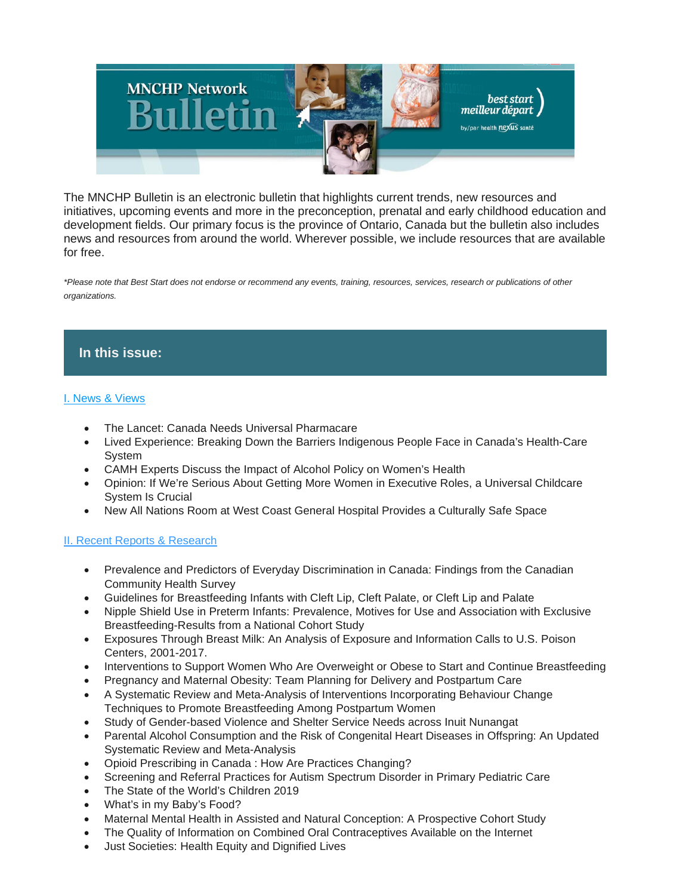# MNCHP Network Bulletin

The MNCHP Bulletin is an electronic bulletin that highlights current trends, new resources and initiatives, upcoming events and more in the preconception, prenatal and early childhood education and development fields. Our primary focus is the province of Ontario, Canada but the bulletin also includes news and resources from around the world. Wherever possible, we include resources that are available for free.

*\*Please note that Best Start does not endorse or recommend any events, training, resources, services, research or publications of other organizations.*

## In this issue:

### I. News & Views

- The Lancet: Canada Needs Universal Pharmacare
- Lived Experience: Breaking Down the Barriers Indigenous People Face in Canada's Health-Care System
- CAMH Experts Discuss the Impact of Alcohol Policy on Women's Health
- Opinion: If We're Serious About Getting More Women in Executive Roles, a Universal Childcare System Is Crucial
- New All Nations Room at West Coast General Hospital Provides a Culturally Safe Space

### II. Recent Reports & Research

- Prevalence and Predictors of Everyday Discrimination in Canada: Findings from the Canadian Community Health Survey
- Guidelines for Breastfeeding Infants with Cleft Lip, Cleft Palate, or Cleft Lip and Palate
- Nipple Shield Use in Preterm Infants: Prevalence, Motives for Use and Association with Exclusive Breastfeeding-Results from a National Cohort Study
- Exposures Through Breast Milk: An Analysis of Exposure and Information Calls to U.S. Poison Centers, 2001-2017.
- Interventions to Support Women Who Are Overweight or Obese to Start and Continue Breastfeeding
- Pregnancy and Maternal Obesity: Team Planning for Delivery and Postpartum Care
- A Systematic Review and Meta-Analysis of Interventions Incorporating Behaviour Change Techniques to Promote Breastfeeding Among Postpartum Women
- Study of Gender-based Violence and Shelter Service Needs across Inuit Nunangat
- Parental Alcohol Consumption and the Risk of Congenital Heart Diseases in Offspring: An Updated Systematic Review and Meta-Analysis
- Opioid Prescribing in Canada : How Are Practices Changing?
- Screening and Referral Practices for Autism Spectrum Disorder in Primary Pediatric Care
- The State of the World's Children 2019
- What's in my Baby's Food?
- Maternal Mental Health in Assisted and Natural Conception: A Prospective Cohort Study
- The Quality of Information on Combined Oral Contraceptives Available on the Internet
- Just Societies: Health Equity and Dignified Lives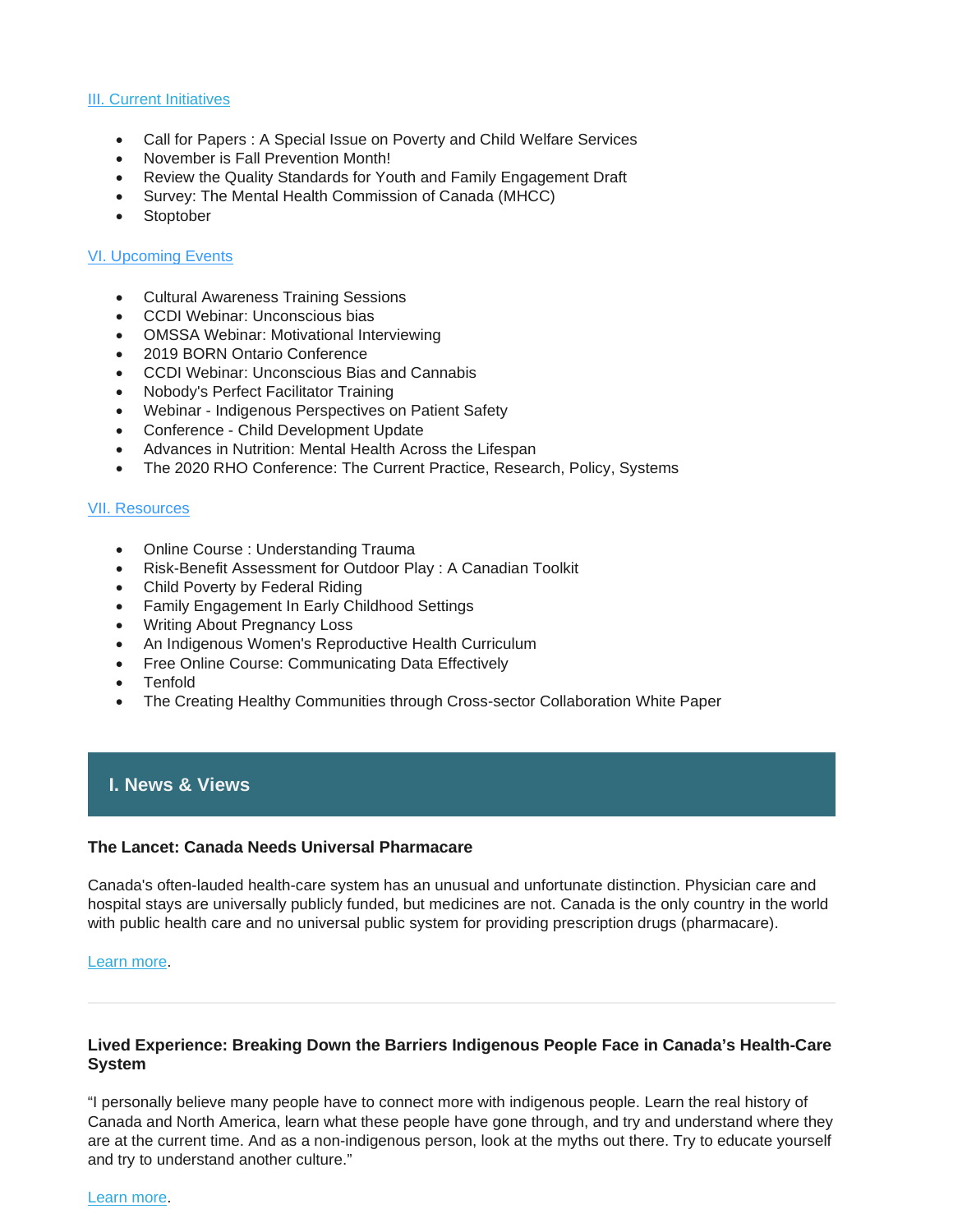[III. Current Initiatives]

- Call for Papers : A Special Issue on Poverty and Child Welfare Services
- November is Fall Prevention Month!
- Review the Quality Standards for Youth and Family Engagement Draft
- Survey: The Mental Health Commission of Canada (MHCC)
- Stoptober

[VI. Upcoming Events]

- Cultural Awareness Training Sessions
- CCDI Webinar: Unconscious bias
- OMSSA Webinar: Motivational Interviewing
- 2019 BORN Ontario Conference
- CCDI Webinar: Unconscious Bias and Cannabis
- Nobody's Perfect Facilitator Training
- Webinar - Indigenous Perspectives on Patient Safety
- Conference - Child Development Update
- Advances in Nutrition: Mental Health Across the Lifespan
- The 2020 RHO Conference: The Current Practice, Research, Policy, Systems

[VII. Resources]

- Online Course : Understanding Trauma
- Risk-Benefit Assessment for Outdoor Play : A Canadian Toolkit
- Child Poverty by Federal Riding
- Family Engagement In Early Childhood Settings
- Writing About Pregnancy Loss
- An Indigenous Women's Reproductive Health Curriculum
- Free Online Course: Communicating Data Effectively
- Tenfold
- The Creating Healthy Communities through Cross-sector Collaboration White Paper

## I. News & Views

**The Lancet: Canada Needs Universal Pharmacare**

Canada's often-lauded health-care system has an unusual and unfortunate distinction. Physician care and hospital stays are universally publicly funded, but medicines are not. Canada is the only country in the world with public health care and no universal public system for providing prescription drugs (pharmacare).

Learn more.

---

**Lived Experience: Breaking Down the Barriers Indigenous People Face in Canada's Health-Care System**

"I personally believe many people have to connect more with indigenous people. Learn the real history of Canada and North America, learn what these people have gone through, and try and understand where they are at the current time. And as a non-indigenous person, look at the myths out there. Try to educate yourself and try to understand another culture."

Learn more.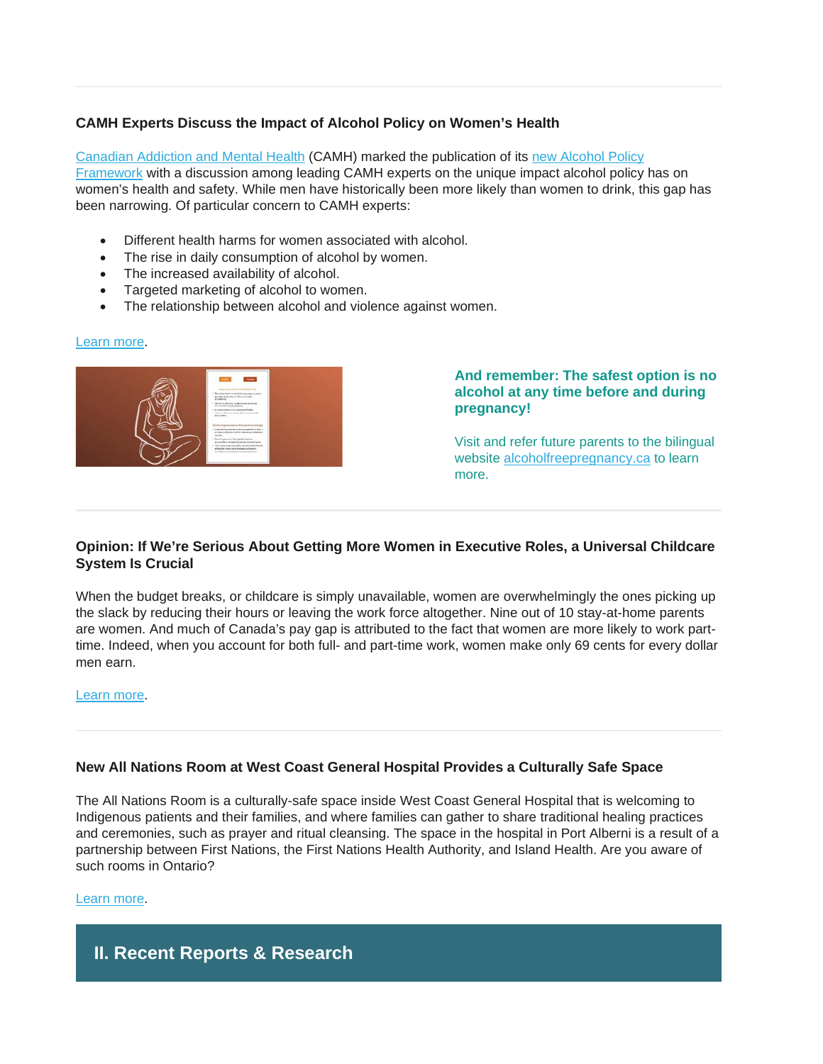### CAMH Experts Discuss the Impact of Alcohol Policy on Women's Health

Canadian Addiction and Mental Health (CAMH) marked the publication of its new Alcohol Policy Framework with a discussion among leading CAMH experts on the unique impact alcohol policy has on women's health and safety. While men have historically been more likely than women to drink, this gap has been narrowing. Of particular concern to CAMH experts:

- Different health harms for women associated with alcohol.
- The rise in daily consumption of alcohol by women.
- The increased availability of alcohol.
- Targeted marketing of alcohol to women.
- The relationship between alcohol and violence against women.

Learn more.

**And remember: The safest option is no alcohol at any time before and during pregnancy!**

Visit and refer future parents to the bilingual website alcoholfreepregnancy.ca to learn more.

---

### Opinion: If We're Serious About Getting More Women in Executive Roles, a Universal Childcare System Is Crucial

When the budget breaks, or childcare is simply unavailable, women are overwhelmingly the ones picking up the slack by reducing their hours or leaving the work force altogether. Nine out of 10 stay-at-home parents are women. And much of Canada's pay gap is attributed to the fact that women are more likely to work part-time. Indeed, when you account for both full- and part-time work, women make only 69 cents for every dollar men earn.

Learn more.

---

### New All Nations Room at West Coast General Hospital Provides a Culturally Safe Space

The All Nations Room is a culturally-safe space inside West Coast General Hospital that is welcoming to Indigenous patients and their families, and where families can gather to share traditional healing practices and ceremonies, such as prayer and ritual cleansing. The space in the hospital in Port Alberni is a result of a partnership between First Nations, the First Nations Health Authority, and Island Health. Are you aware of such rooms in Ontario?

Learn more.

## II. Recent Reports & Research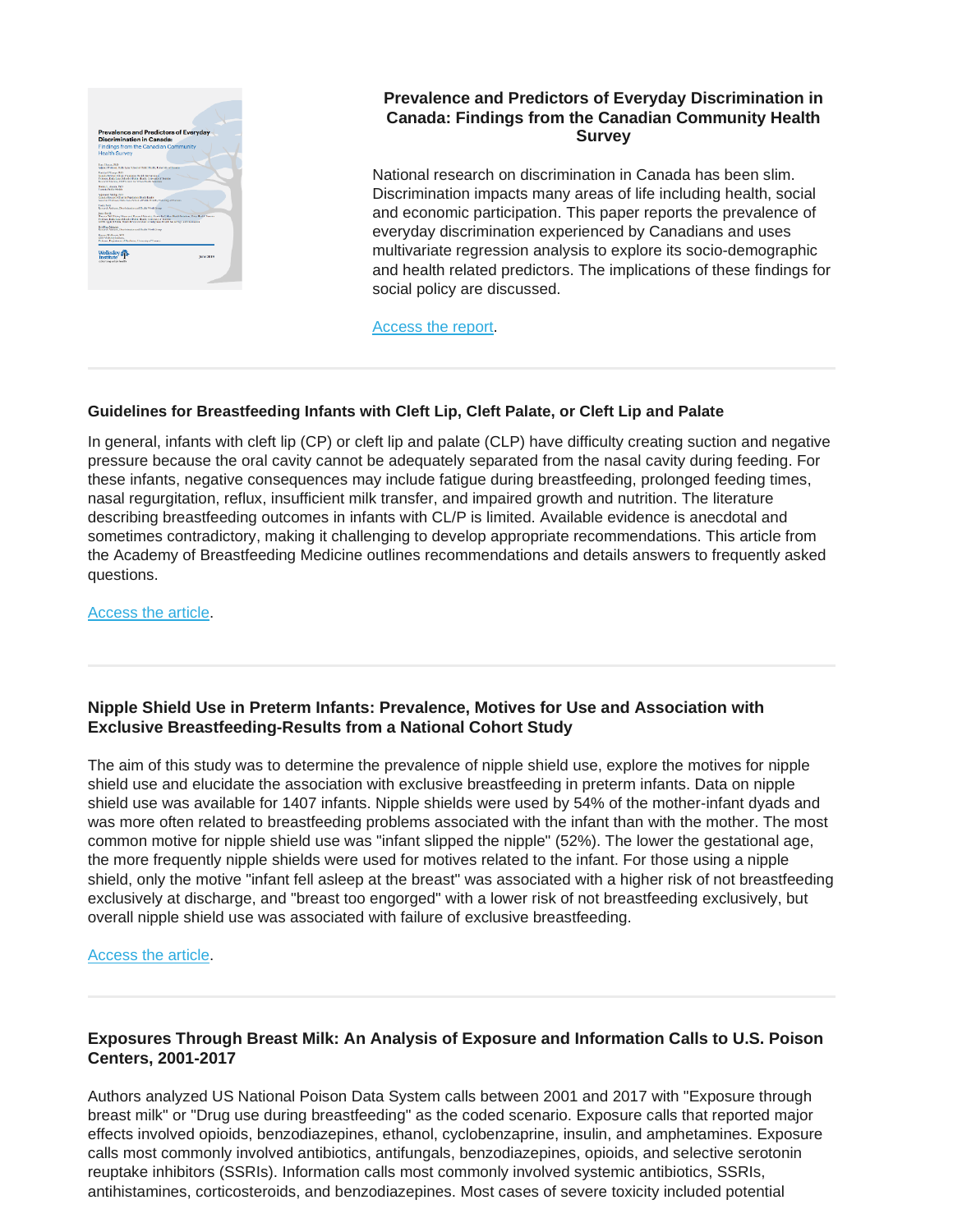### Prevalence and Predictors of Everyday Discrimination in Canada: Findings from the Canadian Community Health Survey

National research on discrimination in Canada has been slim. Discrimination impacts many areas of life including health, social and economic participation. This paper reports the prevalence of everyday discrimination experienced by Canadians and uses multivariate regression analysis to explore its socio-demographic and health related predictors. The implications of these findings for social policy are discussed.

[Access the report](#).

---

### Guidelines for Breastfeeding Infants with Cleft Lip, Cleft Palate, or Cleft Lip and Palate

In general, infants with cleft lip (CP) or cleft lip and palate (CLP) have difficulty creating suction and negative pressure because the oral cavity cannot be adequately separated from the nasal cavity during feeding. For these infants, negative consequences may include fatigue during breastfeeding, prolonged feeding times, nasal regurgitation, reflux, insufficient milk transfer, and impaired growth and nutrition. The literature describing breastfeeding outcomes in infants with CL/P is limited. Available evidence is anecdotal and sometimes contradictory, making it challenging to develop appropriate recommendations. This article from the Academy of Breastfeeding Medicine outlines recommendations and details answers to frequently asked questions.

[Access the article](#).

---

### Nipple Shield Use in Preterm Infants: Prevalence, Motives for Use and Association with Exclusive Breastfeeding-Results from a National Cohort Study

The aim of this study was to determine the prevalence of nipple shield use, explore the motives for nipple shield use and elucidate the association with exclusive breastfeeding in preterm infants. Data on nipple shield use was available for 1407 infants. Nipple shields were used by 54% of the mother-infant dyads and was more often related to breastfeeding problems associated with the infant than with the mother. The most common motive for nipple shield use was "infant slipped the nipple" (52%). The lower the gestational age, the more frequently nipple shields were used for motives related to the infant. For those using a nipple shield, only the motive "infant fell asleep at the breast" was associated with a higher risk of not breastfeeding exclusively at discharge, and "breast too engorged" with a lower risk of not breastfeeding exclusively, but overall nipple shield use was associated with failure of exclusive breastfeeding.

[Access the article](#).

---

### Exposures Through Breast Milk: An Analysis of Exposure and Information Calls to U.S. Poison Centers, 2001-2017

Authors analyzed US National Poison Data System calls between 2001 and 2017 with "Exposure through breast milk" or "Drug use during breastfeeding" as the coded scenario. Exposure calls that reported major effects involved opioids, benzodiazepines, ethanol, cyclobenzaprine, insulin, and amphetamines. Exposure calls most commonly involved antibiotics, antifungals, benzodiazepines, opioids, and selective serotonin reuptake inhibitors (SSRIs). Information calls most commonly involved systemic antibiotics, SSRIs, antihistamines, corticosteroids, and benzodiazepines. Most cases of severe toxicity included potential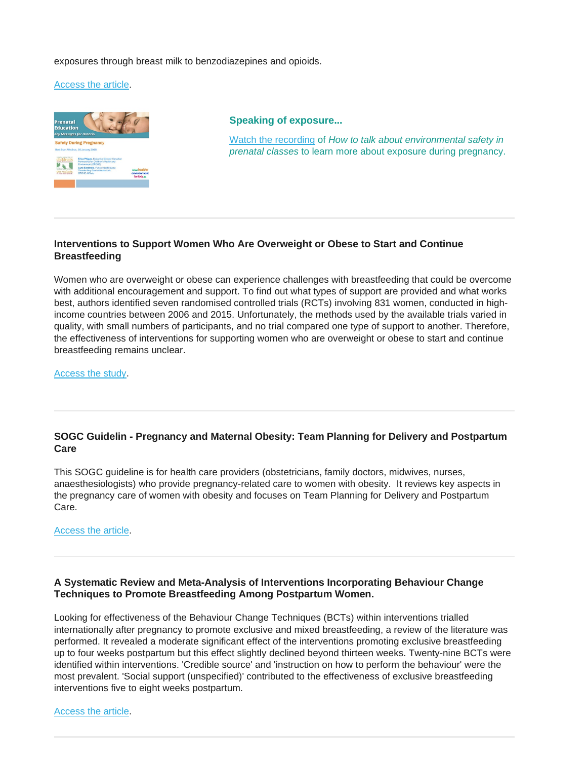exposures through breast milk to benzodiazepines and opioids.

Access the article.

### Speaking of exposure...

Watch the recording of *How to talk about environmental safety in prenatal classes* to learn more about exposure during pregnancy.

---

### Interventions to Support Women Who Are Overweight or Obese to Start and Continue Breastfeeding

Women who are overweight or obese can experience challenges with breastfeeding that could be overcome with additional encouragement and support. To find out what types of support are provided and what works best, authors identified seven randomised controlled trials (RCTs) involving 831 women, conducted in high-income countries between 2006 and 2015. Unfortunately, the methods used by the available trials varied in quality, with small numbers of participants, and no trial compared one type of support to another. Therefore, the effectiveness of interventions for supporting women who are overweight or obese to start and continue breastfeeding remains unclear.

Access the study.

---

### SOGC Guidelin - Pregnancy and Maternal Obesity: Team Planning for Delivery and Postpartum Care

This SOGC guideline is for health care providers (obstetricians, family doctors, midwives, nurses, anaesthesiologists) who provide pregnancy-related care to women with obesity. It reviews key aspects in the pregnancy care of women with obesity and focuses on Team Planning for Delivery and Postpartum Care.

Access the article.

---

### A Systematic Review and Meta-Analysis of Interventions Incorporating Behaviour Change Techniques to Promote Breastfeeding Among Postpartum Women.

Looking for effectiveness of the Behaviour Change Techniques (BCTs) within interventions trialled internationally after pregnancy to promote exclusive and mixed breastfeeding, a review of the literature was performed. It revealed a moderate significant effect of the interventions promoting exclusive breastfeeding up to four weeks postpartum but this effect slightly declined beyond thirteen weeks. Twenty-nine BCTs were identified within interventions. 'Credible source' and 'instruction on how to perform the behaviour' were the most prevalent. 'Social support (unspecified)' contributed to the effectiveness of exclusive breastfeeding interventions five to eight weeks postpartum.

Access the article.

---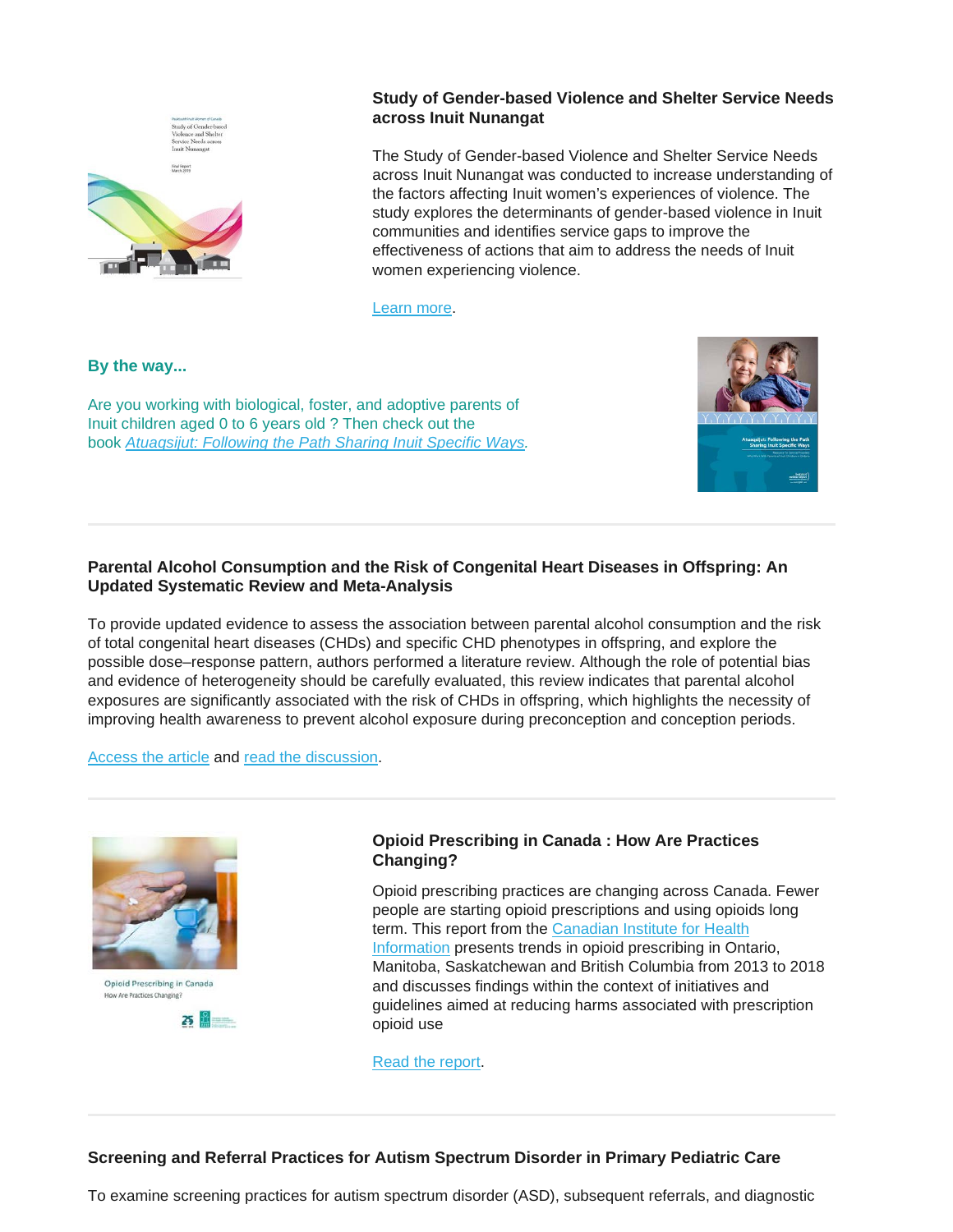### Study of Gender-based Violence and Shelter Service Needs across Inuit Nunangat

The Study of Gender-based Violence and Shelter Service Needs across Inuit Nunangat was conducted to increase understanding of the factors affecting Inuit women's experiences of violence. The study explores the determinants of gender-based violence in Inuit communities and identifies service gaps to improve the effectiveness of actions that aim to address the needs of Inuit women experiencing violence.

Learn more.

### By the way...

Are you working with biological, foster, and adoptive parents of Inuit children aged 0 to 6 years old ? Then check out the book *Atuagsijut: Following the Path Sharing Inuit Specific Ways*.

---

### Parental Alcohol Consumption and the Risk of Congenital Heart Diseases in Offspring: An Updated Systematic Review and Meta-Analysis

To provide updated evidence to assess the association between parental alcohol consumption and the risk of total congenital heart diseases (CHDs) and specific CHD phenotypes in offspring, and explore the possible dose–response pattern, authors performed a literature review. Although the role of potential bias and evidence of heterogeneity should be carefully evaluated, this review indicates that parental alcohol exposures are significantly associated with the risk of CHDs in offspring, which highlights the necessity of improving health awareness to prevent alcohol exposure during preconception and conception periods.

Access the article and read the discussion.

---

### Opioid Prescribing in Canada : How Are Practices Changing?

Opioid prescribing practices are changing across Canada. Fewer people are starting opioid prescriptions and using opioids long term. This report from the Canadian Institute for Health Information presents trends in opioid prescribing in Ontario, Manitoba, Saskatchewan and British Columbia from 2013 to 2018 and discusses findings within the context of initiatives and guidelines aimed at reducing harms associated with prescription opioid use

Read the report.

---

### Screening and Referral Practices for Autism Spectrum Disorder in Primary Pediatric Care

To examine screening practices for autism spectrum disorder (ASD), subsequent referrals, and diagnostic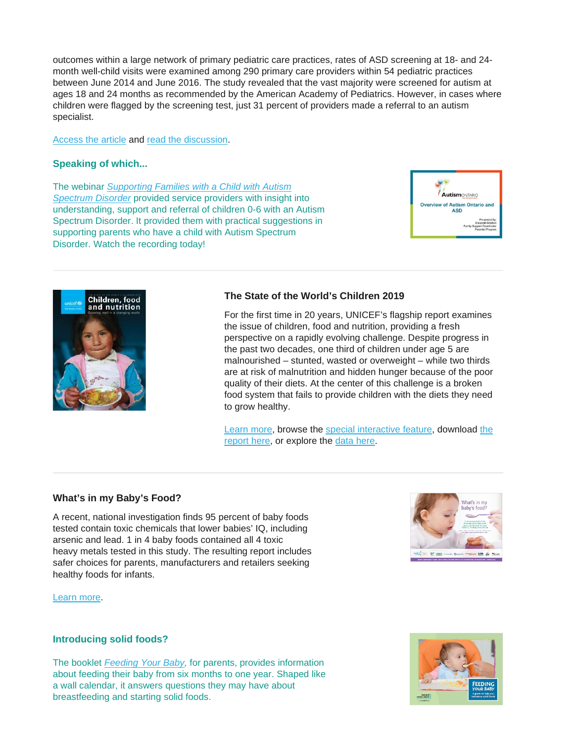outcomes within a large network of primary pediatric care practices, rates of ASD screening at 18- and 24-month well-child visits were examined among 290 primary care providers within 54 pediatric practices between June 2014 and June 2016. The study revealed that the vast majority were screened for autism at ages 18 and 24 months as recommended by the American Academy of Pediatrics. However, in cases where children were flagged by the screening test, just 31 percent of providers made a referral to an autism specialist.

Access the article and read the discussion.

### Speaking of which...

The webinar *Supporting Families with a Child with Autism Spectrum Disorder* provided service providers with insight into understanding, support and referral of children 0-6 with an Autism Spectrum Disorder. It provided them with practical suggestions in supporting parents who have a child with Autism Spectrum Disorder. Watch the recording today!

---

### The State of the World's Children 2019

For the first time in 20 years, UNICEF's flagship report examines the issue of children, food and nutrition, providing a fresh perspective on a rapidly evolving challenge. Despite progress in the past two decades, one third of children under age 5 are malnourished – stunted, wasted or overweight – while two thirds are at risk of malnutrition and hidden hunger because of the poor quality of their diets. At the center of this challenge is a broken food system that fails to provide children with the diets they need to grow healthy.

Learn more, browse the special interactive feature, download the report here, or explore the data here.

---

### What's in my Baby's Food?

A recent, national investigation finds 95 percent of baby foods tested contain toxic chemicals that lower babies' IQ, including arsenic and lead. 1 in 4 baby foods contained all 4 toxic heavy metals tested in this study. The resulting report includes safer choices for parents, manufacturers and retailers seeking healthy foods for infants.

Learn more.

### Introducing solid foods?

The booklet *Feeding Your Baby*, for parents, provides information about feeding their baby from six months to one year. Shaped like a wall calendar, it answers questions they may have about breastfeeding and starting solid foods.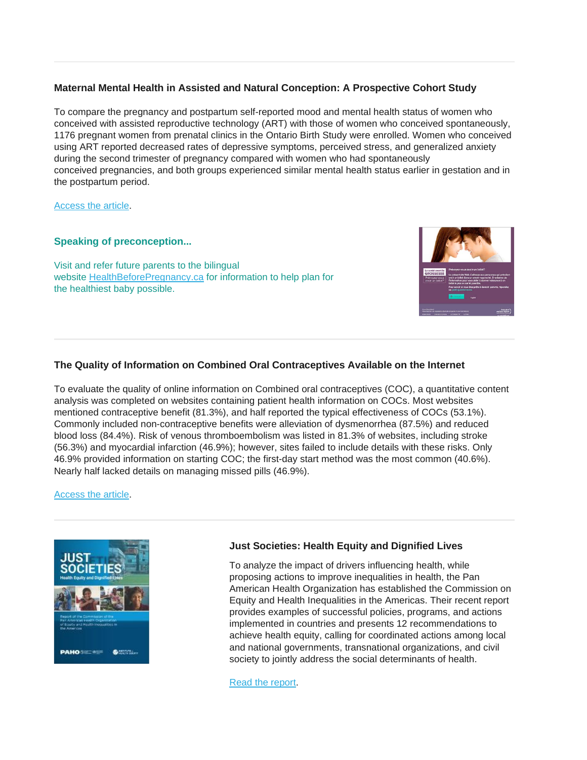### Maternal Mental Health in Assisted and Natural Conception: A Prospective Cohort Study

To compare the pregnancy and postpartum self-reported mood and mental health status of women who conceived with assisted reproductive technology (ART) with those of women who conceived spontaneously, 1176 pregnant women from prenatal clinics in the Ontario Birth Study were enrolled. Women who conceived using ART reported decreased rates of depressive symptoms, perceived stress, and generalized anxiety during the second trimester of pregnancy compared with women who had spontaneously conceived pregnancies, and both groups experienced similar mental health status earlier in gestation and in the postpartum period.

Access the article.

### Speaking of preconception...

Visit and refer future parents to the bilingual website HealthBeforePregnancy.ca for information to help plan for the healthiest baby possible.

### The Quality of Information on Combined Oral Contraceptives Available on the Internet

To evaluate the quality of online information on Combined oral contraceptives (COC), a quantitative content analysis was completed on websites containing patient health information on COCs. Most websites mentioned contraceptive benefit (81.3%), and half reported the typical effectiveness of COCs (53.1%). Commonly included non-contraceptive benefits were alleviation of dysmenorrhea (87.5%) and reduced blood loss (84.4%). Risk of venous thromboembolism was listed in 81.3% of websites, including stroke (56.3%) and myocardial infarction (46.9%); however, sites failed to include details with these risks. Only 46.9% provided information on starting COC; the first-day start method was the most common (40.6%). Nearly half lacked details on managing missed pills (46.9%).

Access the article.

### Just Societies: Health Equity and Dignified Lives

To analyze the impact of drivers influencing health, while proposing actions to improve inequalities in health, the Pan American Health Organization has established the Commission on Equity and Health Inequalities in the Americas. Their recent report provides examples of successful policies, programs, and actions implemented in countries and presents 12 recommendations to achieve health equity, calling for coordinated actions among local and national governments, transnational organizations, and civil society to jointly address the social determinants of health.

Read the report.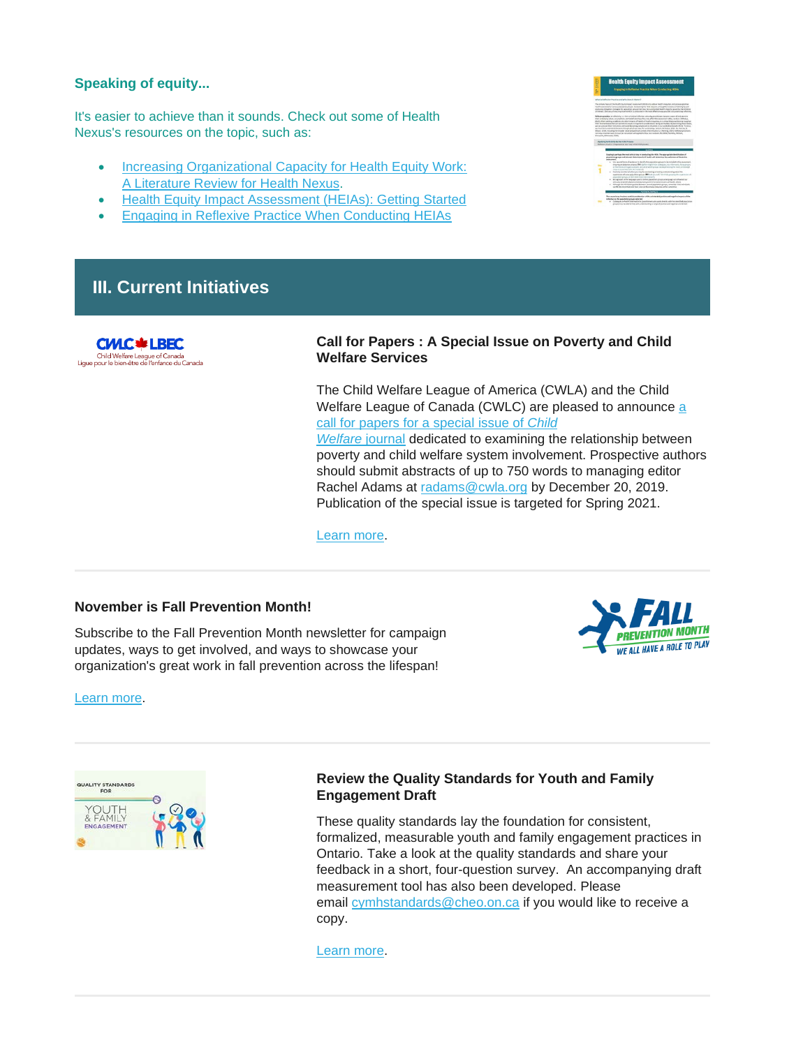**Speaking of equity...**

It's easier to achieve than it sounds. Check out some of Health Nexus's resources on the topic, such as:

- Increasing Organizational Capacity for Health Equity Work: A Literature Review for Health Nexus.
- Health Equity Impact Assessment (HEIAs): Getting Started
- Engaging in Reflexive Practice When Conducting HEIAs

## III. Current Initiatives

### Call for Papers : A Special Issue on Poverty and Child Welfare Services

The Child Welfare League of America (CWLA) and the Child Welfare League of Canada (CWLC) are pleased to announce a call for papers for a special issue of *Child Welfare* journal dedicated to examining the relationship between poverty and child welfare system involvement. Prospective authors should submit abstracts of up to 750 words to managing editor Rachel Adams at radams@cwla.org by December 20, 2019. Publication of the special issue is targeted for Spring 2021.

Learn more.

---

### November is Fall Prevention Month!

Subscribe to the Fall Prevention Month newsletter for campaign updates, ways to get involved, and ways to showcase your organization's great work in fall prevention across the lifespan!

Learn more.

---

### Review the Quality Standards for Youth and Family Engagement Draft

These quality standards lay the foundation for consistent, formalized, measurable youth and family engagement practices in Ontario. Take a look at the quality standards and share your feedback in a short, four-question survey. An accompanying draft measurement tool has also been developed. Please email cymhstandards@cheo.on.ca if you would like to receive a copy.

Learn more.

---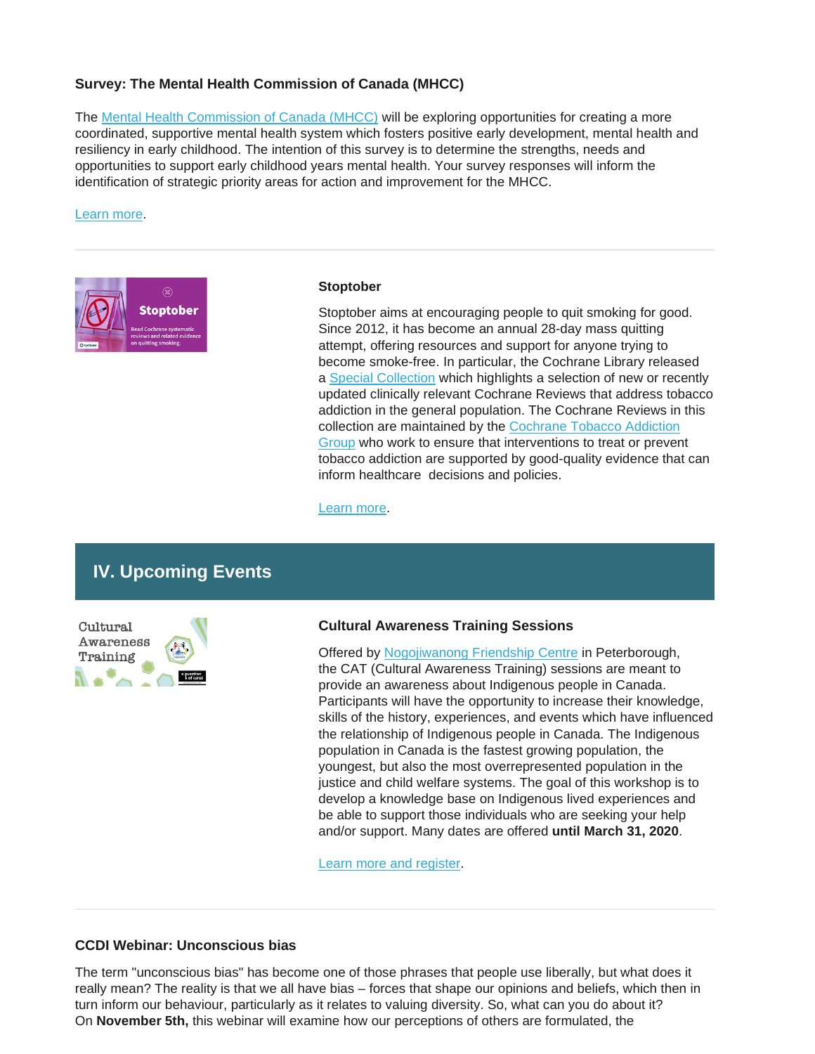**Survey: The Mental Health Commission of Canada (MHCC)**

The Mental Health Commission of Canada (MHCC) will be exploring opportunities for creating a more coordinated, supportive mental health system which fosters positive early development, mental health and resiliency in early childhood. The intention of this survey is to determine the strengths, needs and opportunities to support early childhood years mental health. Your survey responses will inform the identification of strategic priority areas for action and improvement for the MHCC.

Learn more.

---

**Stoptober**

Stoptober aims at encouraging people to quit smoking for good. Since 2012, it has become an annual 28-day mass quitting attempt, offering resources and support for anyone trying to become smoke-free. In particular, the Cochrane Library released a Special Collection which highlights a selection of new or recently updated clinically relevant Cochrane Reviews that address tobacco addiction in the general population. The Cochrane Reviews in this collection are maintained by the Cochrane Tobacco Addiction Group who work to ensure that interventions to treat or prevent tobacco addiction are supported by good-quality evidence that can inform healthcare decisions and policies.

Learn more.

## IV. Upcoming Events

**Cultural Awareness Training Sessions**

Offered by Nogojiwanong Friendship Centre in Peterborough, the CAT (Cultural Awareness Training) sessions are meant to provide an awareness about Indigenous people in Canada. Participants will have the opportunity to increase their knowledge, skills of the history, experiences, and events which have influenced the relationship of Indigenous people in Canada. The Indigenous population in Canada is the fastest growing population, the youngest, but also the most overrepresented population in the justice and child welfare systems. The goal of this workshop is to develop a knowledge base on Indigenous lived experiences and be able to support those individuals who are seeking your help and/or support. Many dates are offered **until March 31, 2020**.

Learn more and register.

---

**CCDI Webinar: Unconscious bias**

The term "unconscious bias" has become one of those phrases that people use liberally, but what does it really mean? The reality is that we all have bias – forces that shape our opinions and beliefs, which then in turn inform our behaviour, particularly as it relates to valuing diversity. So, what can you do about it? On **November 5th,** this webinar will examine how our perceptions of others are formulated, the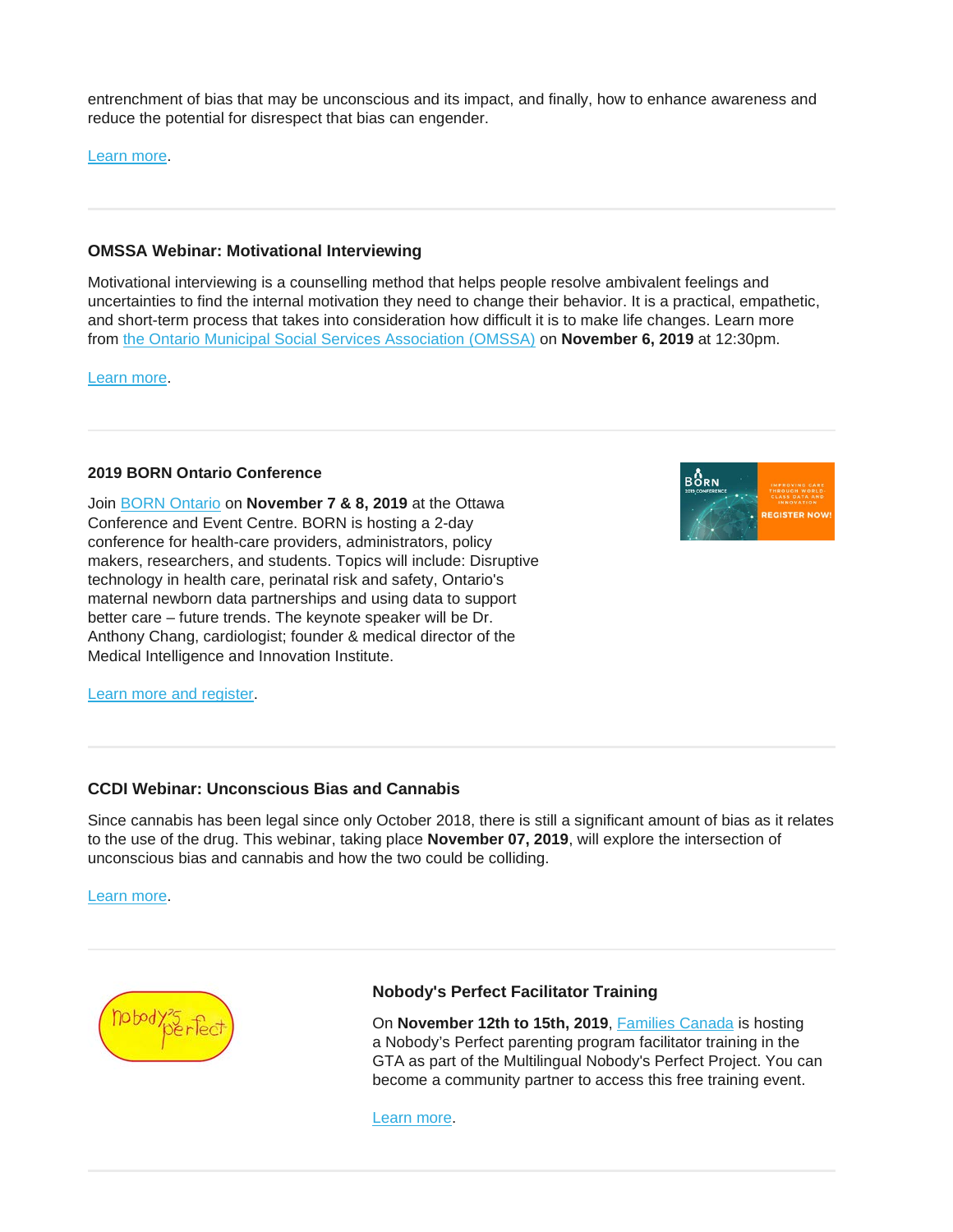entrenchment of bias that may be unconscious and its impact, and finally, how to enhance awareness and reduce the potential for disrespect that bias can engender.

Learn more.

---

### OMSSA Webinar: Motivational Interviewing

Motivational interviewing is a counselling method that helps people resolve ambivalent feelings and uncertainties to find the internal motivation they need to change their behavior. It is a practical, empathetic, and short-term process that takes into consideration how difficult it is to make life changes. Learn more from the Ontario Municipal Social Services Association (OMSSA) on **November 6, 2019** at 12:30pm.

Learn more.

---

### 2019 BORN Ontario Conference

Join BORN Ontario on **November 7 & 8, 2019** at the Ottawa Conference and Event Centre. BORN is hosting a 2-day conference for health-care providers, administrators, policy makers, researchers, and students. Topics will include: Disruptive technology in health care, perinatal risk and safety, Ontario's maternal newborn data partnerships and using data to support better care – future trends. The keynote speaker will be Dr. Anthony Chang, cardiologist; founder & medical director of the Medical Intelligence and Innovation Institute.

Learn more and register.

---

### CCDI Webinar: Unconscious Bias and Cannabis

Since cannabis has been legal since only October 2018, there is still a significant amount of bias as it relates to the use of the drug. This webinar, taking place **November 07, 2019**, will explore the intersection of unconscious bias and cannabis and how the two could be colliding.

Learn more.

---

### Nobody's Perfect Facilitator Training

On **November 12th to 15th, 2019**, Families Canada is hosting a Nobody's Perfect parenting program facilitator training in the GTA as part of the Multilingual Nobody's Perfect Project. You can become a community partner to access this free training event.

Learn more.

---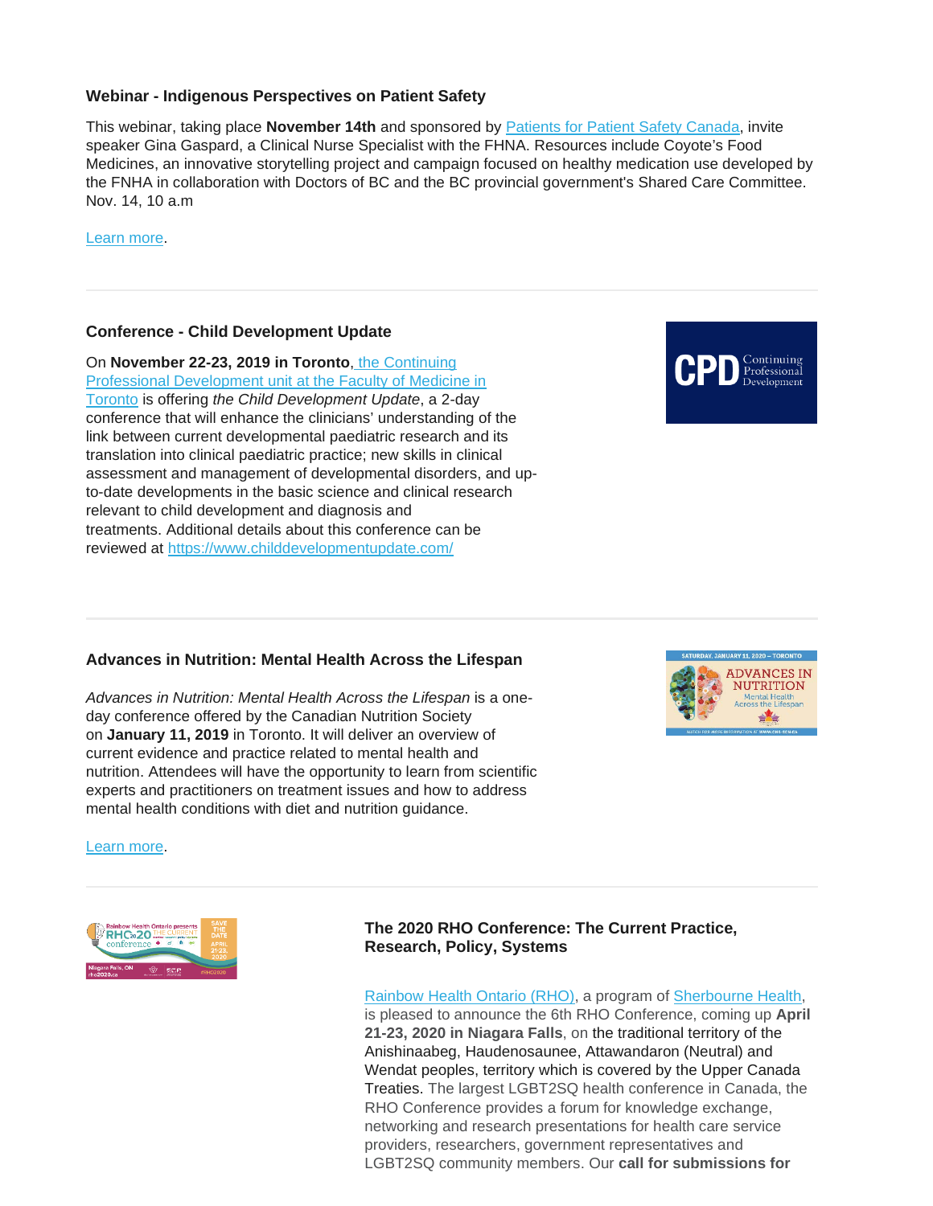### Webinar - Indigenous Perspectives on Patient Safety

This webinar, taking place **November 14th** and sponsored by Patients for Patient Safety Canada, invite speaker Gina Gaspard, a Clinical Nurse Specialist with the FHNA. Resources include Coyote's Food Medicines, an innovative storytelling project and campaign focused on healthy medication use developed by the FNHA in collaboration with Doctors of BC and the BC provincial government's Shared Care Committee. Nov. 14, 10 a.m

Learn more.

---

### Conference - Child Development Update

On **November 22-23, 2019 in Toronto**, the Continuing Professional Development unit at the Faculty of Medicine in Toronto is offering *the Child Development Update*, a 2-day conference that will enhance the clinicians' understanding of the link between current developmental paediatric research and its translation into clinical paediatric practice; new skills in clinical assessment and management of developmental disorders, and up-to-date developments in the basic science and clinical research relevant to child development and diagnosis and treatments. Additional details about this conference can be reviewed at https://www.childdevelopmentupdate.com/

---

### Advances in Nutrition: Mental Health Across the Lifespan

*Advances in Nutrition: Mental Health Across the Lifespan* is a one-day conference offered by the Canadian Nutrition Society on **January 11, 2019** in Toronto. It will deliver an overview of current evidence and practice related to mental health and nutrition. Attendees will have the opportunity to learn from scientific experts and practitioners on treatment issues and how to address mental health conditions with diet and nutrition guidance.

Learn more.

---

### The 2020 RHO Conference: The Current Practice, Research, Policy, Systems

Rainbow Health Ontario (RHO), a program of Sherbourne Health, is pleased to announce the 6th RHO Conference, coming up **April 21-23, 2020 in Niagara Falls**, on the traditional territory of the Anishinaabeg, Haudenosaunee, Attawandaron (Neutral) and Wendat peoples, territory which is covered by the Upper Canada Treaties. The largest LGBT2SQ health conference in Canada, the RHO Conference provides a forum for knowledge exchange, networking and research presentations for health care service providers, researchers, government representatives and LGBT2SQ community members. Our **call for submissions for**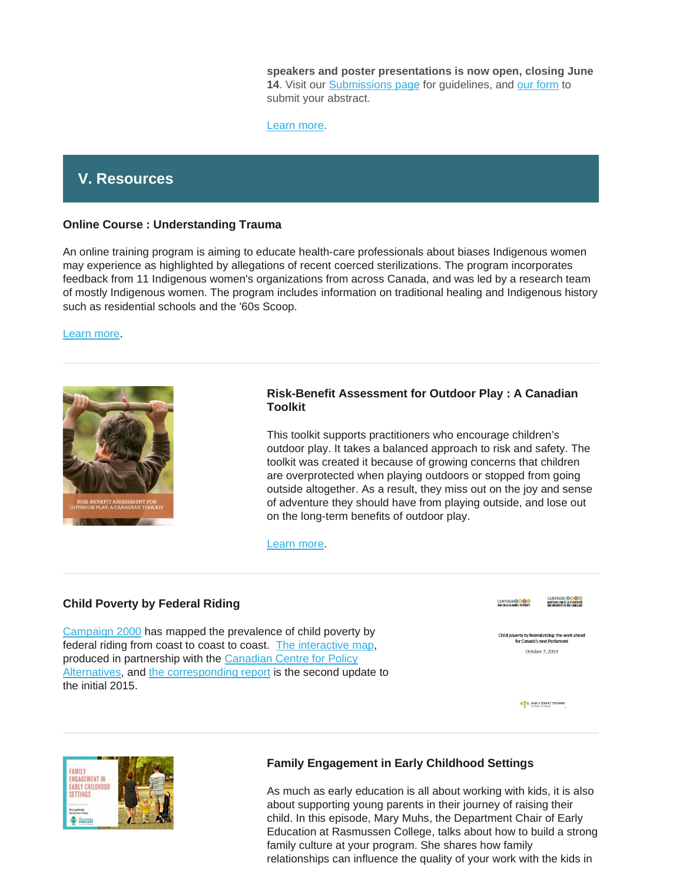**speakers and poster presentations is now open, closing June 14**. Visit our Submissions page for guidelines, and our form to submit your abstract.

Learn more.

## V. Resources

### Online Course : Understanding Trauma

An online training program is aiming to educate health-care professionals about biases Indigenous women may experience as highlighted by allegations of recent coerced sterilizations. The program incorporates feedback from 11 Indigenous women's organizations from across Canada, and was led by a research team of mostly Indigenous women. The program includes information on traditional healing and Indigenous history such as residential schools and the '60s Scoop.

Learn more.

---

### Risk-Benefit Assessment for Outdoor Play : A Canadian Toolkit

This toolkit supports practitioners who encourage children's outdoor play. It takes a balanced approach to risk and safety. The toolkit was created it because of growing concerns that children are overprotected when playing outdoors or stopped from going outside altogether. As a result, they miss out on the joy and sense of adventure they should have from playing outside, and lose out on the long-term benefits of outdoor play.

Learn more.

---

### Child Poverty by Federal Riding

Campaign 2000 has mapped the prevalence of child poverty by federal riding from coast to coast. The interactive map, produced in partnership with the Canadian Centre for Policy Alternatives, and the corresponding report is the second update to the initial 2015.

---

### Family Engagement in Early Childhood Settings

As much as early education is all about working with kids, it is also about supporting young parents in their journey of raising their child. In this episode, Mary Muhs, the Department Chair of Early Education at Rasmussen College, talks about how to build a strong family culture at your program. She shares how family relationships can influence the quality of your work with the kids in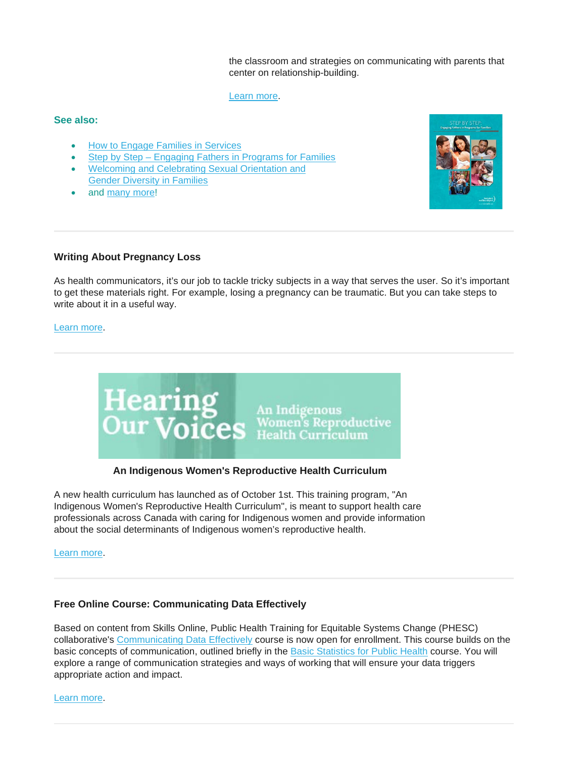the classroom and strategies on communicating with parents that center on relationship-building.

Learn more.

**See also:**

- How to Engage Families in Services
- Step by Step – Engaging Fathers in Programs for Families
- Welcoming and Celebrating Sexual Orientation and Gender Diversity in Families
- and many more!

---

**Writing About Pregnancy Loss**

As health communicators, it's our job to tackle tricky subjects in a way that serves the user. So it's important to get these materials right. For example, losing a pregnancy can be traumatic. But you can take steps to write about it in a useful way.

Learn more.

---

**An Indigenous Women's Reproductive Health Curriculum**

A new health curriculum has launched as of October 1st. This training program, "An Indigenous Women's Reproductive Health Curriculum", is meant to support health care professionals across Canada with caring for Indigenous women and provide information about the social determinants of Indigenous women's reproductive health.

Learn more.

---

**Free Online Course: Communicating Data Effectively**

Based on content from Skills Online, Public Health Training for Equitable Systems Change (PHESC) collaborative's Communicating Data Effectively course is now open for enrollment. This course builds on the basic concepts of communication, outlined briefly in the Basic Statistics for Public Health course. You will explore a range of communication strategies and ways of working that will ensure your data triggers appropriate action and impact.

Learn more.

---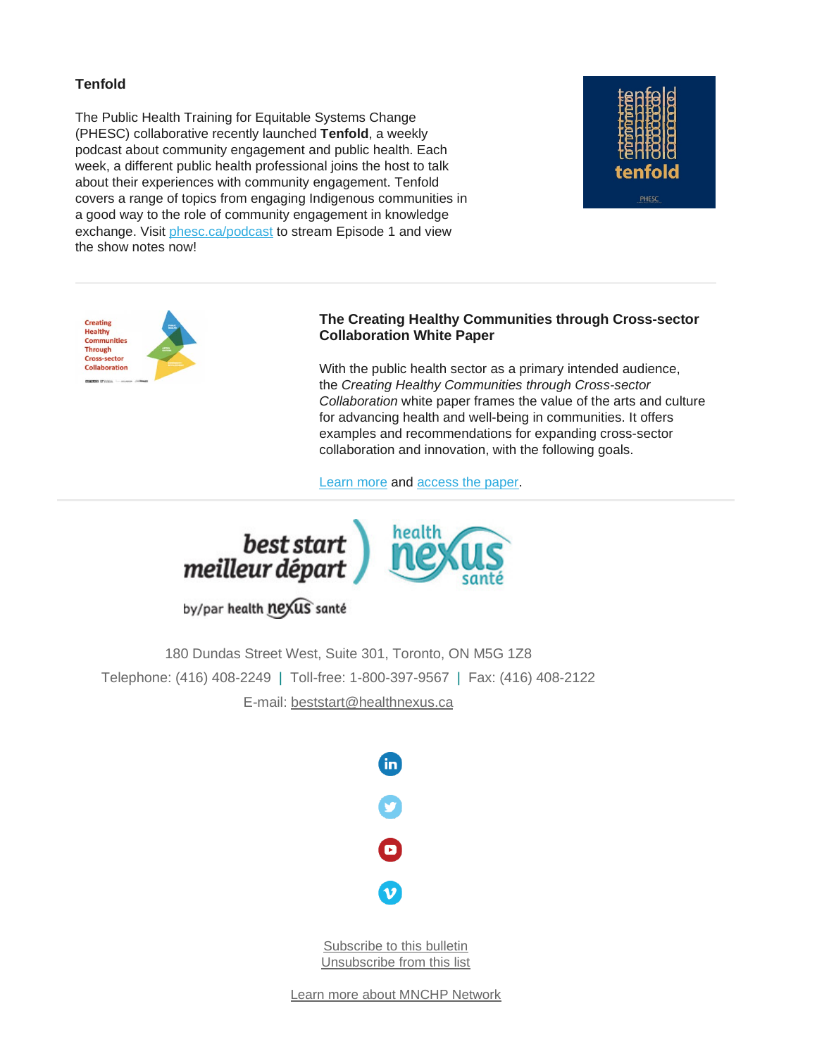### Tenfold

The Public Health Training for Equitable Systems Change (PHESC) collaborative recently launched **Tenfold**, a weekly podcast about community engagement and public health. Each week, a different public health professional joins the host to talk about their experiences with community engagement. Tenfold covers a range of topics from engaging Indigenous communities in a good way to the role of community engagement in knowledge exchange. Visit phesc.ca/podcast to stream Episode 1 and view the show notes now!

---

### The Creating Healthy Communities through Cross-sector Collaboration White Paper

With the public health sector as a primary intended audience, the *Creating Healthy Communities through Cross-sector Collaboration* white paper frames the value of the arts and culture for advancing health and well-being in communities. It offers examples and recommendations for expanding cross-sector collaboration and innovation, with the following goals.

Learn more and access the paper.

---

best start meilleur départ by/par health nexus santé

health nexus santé

180 Dundas Street West, Suite 301, Toronto, ON M5G 1Z8

Telephone: (416) 408-2249 | Toll-free: 1-800-397-9567 | Fax: (416) 408-2122

E-mail: beststart@healthnexus.ca

Subscribe to this bulletin
Unsubscribe from this list

Learn more about MNCHP Network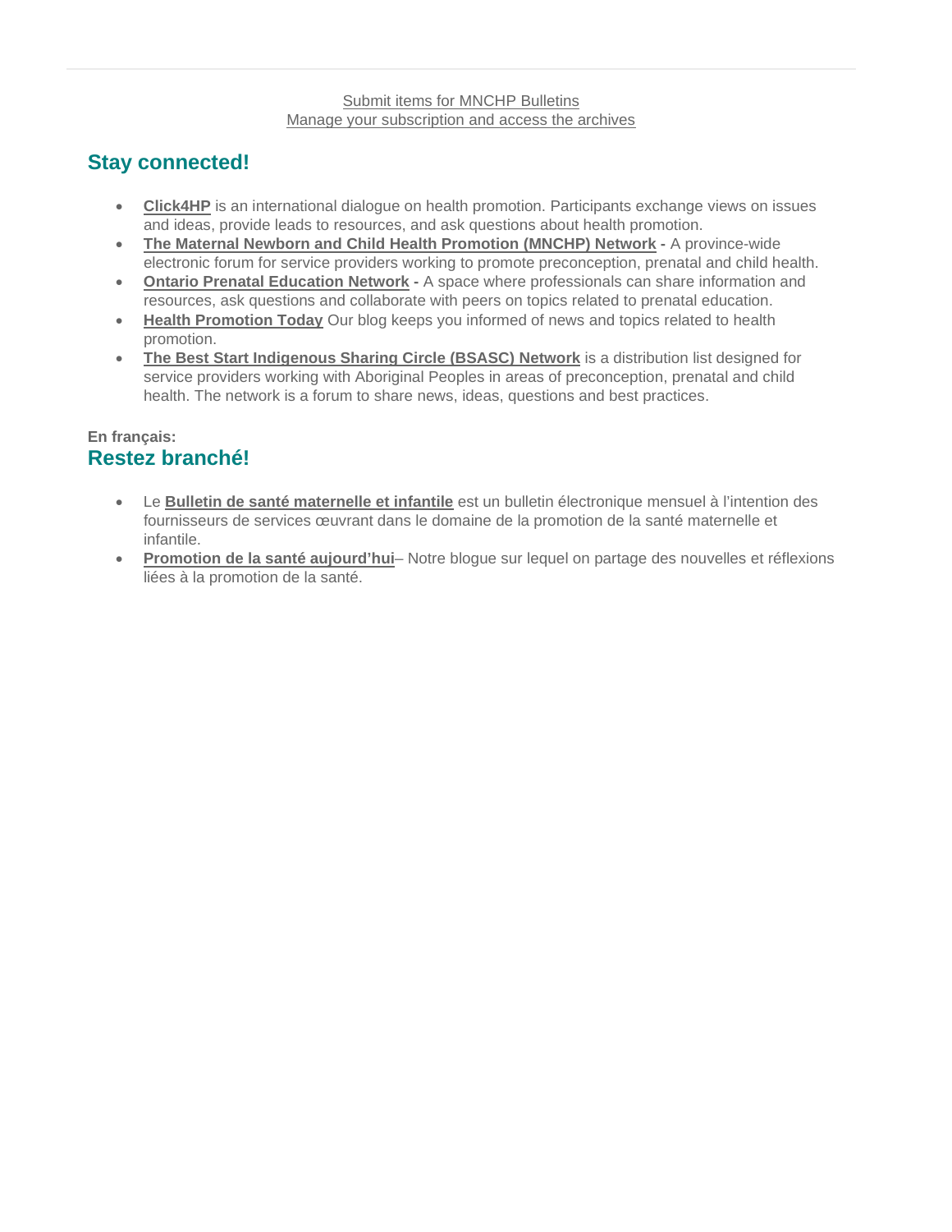Submit items for MNCHP Bulletins
Manage your subscription and access the archives

## Stay connected!

- **Click4HP** is an international dialogue on health promotion. Participants exchange views on issues and ideas, provide leads to resources, and ask questions about health promotion.
- **The Maternal Newborn and Child Health Promotion (MNCHP) Network -** A province-wide electronic forum for service providers working to promote preconception, prenatal and child health.
- **Ontario Prenatal Education Network -** A space where professionals can share information and resources, ask questions and collaborate with peers on topics related to prenatal education.
- **Health Promotion Today** Our blog keeps you informed of news and topics related to health promotion.
- **The Best Start Indigenous Sharing Circle (BSASC) Network** is a distribution list designed for service providers working with Aboriginal Peoples in areas of preconception, prenatal and child health. The network is a forum to share news, ideas, questions and best practices.

**En français:**

## Restez branché!

- Le **Bulletin de santé maternelle et infantile** est un bulletin électronique mensuel à l'intention des fournisseurs de services œuvrant dans le domaine de la promotion de la santé maternelle et infantile.
- **Promotion de la santé aujourd'hui**– Notre blogue sur lequel on partage des nouvelles et réflexions liées à la promotion de la santé.